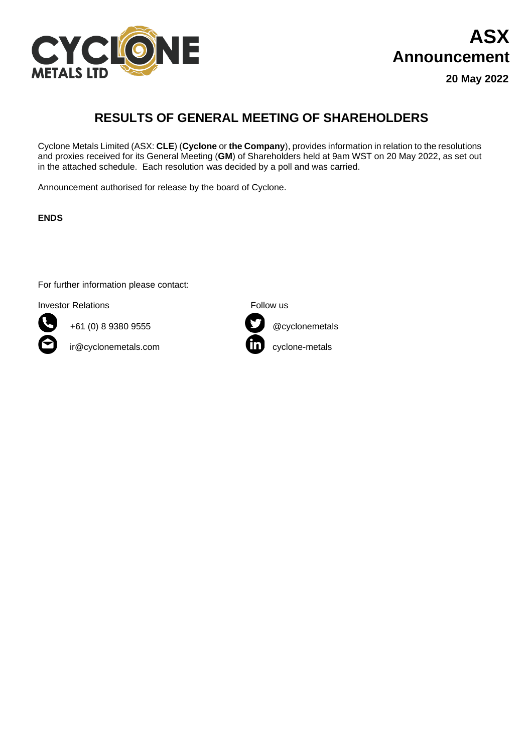CYCLONE METALS LTD

**ASX Announcement**

**20 May 2022**

# RESULTS OF GENERAL MEETING OF SHAREHOLDERS

Cyclone Metals Limited (ASX: **CLE**) (**Cyclone** or **the Company**), provides information in relation to the resolutions and proxies received for its General Meeting (**GM**) of Shareholders held at 9am WST on 20 May 2022, as set out in the attached schedule. Each resolution was decided by a poll and was carried.

Announcement authorised for release by the board of Cyclone.

**ENDS**

For further information please contact:

Investor Relations

+61 (0) 8 9380 9555

ir@cyclonemetals.com

Follow us

@cyclonemetals

cyclone-metals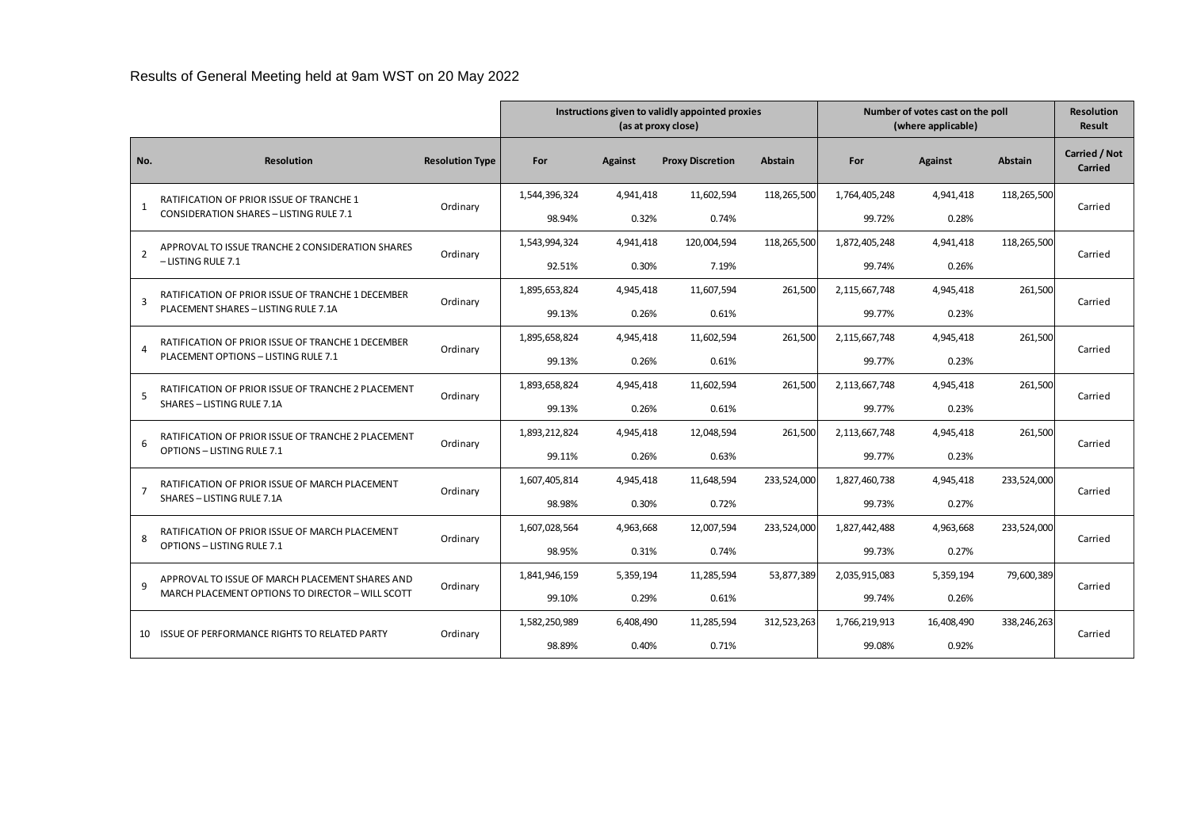Results of General Meeting held at 9am WST on 20 May 2022

| No. | Resolution | Resolution Type | Instructions given to validly appointed proxies (as at proxy close) | | | | Number of votes cast on the poll (where applicable) | | | Resolution Result |
|---|---|---|---|---|---|---|---|---|---|---|
| | | | For | Against | Proxy Discretion | Abstain | For | Against | Abstain | Carried / Not Carried |
| 1 | RATIFICATION OF PRIOR ISSUE OF TRANCHE 1 CONSIDERATION SHARES – LISTING RULE 7.1 | Ordinary | 1,544,396,324<br>98.94% | 4,941,418<br>0.32% | 11,602,594<br>0.74% | 118,265,500 | 1,764,405,248<br>99.72% | 4,941,418<br>0.28% | 118,265,500 | Carried |
| 2 | APPROVAL TO ISSUE TRANCHE 2 CONSIDERATION SHARES – LISTING RULE 7.1 | Ordinary | 1,543,994,324<br>92.51% | 4,941,418<br>0.30% | 120,004,594<br>7.19% | 118,265,500 | 1,872,405,248<br>99.74% | 4,941,418<br>0.26% | 118,265,500 | Carried |
| 3 | RATIFICATION OF PRIOR ISSUE OF TRANCHE 1 DECEMBER PLACEMENT SHARES – LISTING RULE 7.1A | Ordinary | 1,895,653,824<br>99.13% | 4,945,418<br>0.26% | 11,607,594<br>0.61% | 261,500 | 2,115,667,748<br>99.77% | 4,945,418<br>0.23% | 261,500 | Carried |
| 4 | RATIFICATION OF PRIOR ISSUE OF TRANCHE 1 DECEMBER PLACEMENT OPTIONS – LISTING RULE 7.1 | Ordinary | 1,895,658,824<br>99.13% | 4,945,418<br>0.26% | 11,602,594<br>0.61% | 261,500 | 2,115,667,748<br>99.77% | 4,945,418<br>0.23% | 261,500 | Carried |
| 5 | RATIFICATION OF PRIOR ISSUE OF TRANCHE 2 PLACEMENT SHARES – LISTING RULE 7.1A | Ordinary | 1,893,658,824<br>99.13% | 4,945,418<br>0.26% | 11,602,594<br>0.61% | 261,500 | 2,113,667,748<br>99.77% | 4,945,418<br>0.23% | 261,500 | Carried |
| 6 | RATIFICATION OF PRIOR ISSUE OF TRANCHE 2 PLACEMENT OPTIONS – LISTING RULE 7.1 | Ordinary | 1,893,212,824<br>99.11% | 4,945,418<br>0.26% | 12,048,594<br>0.63% | 261,500 | 2,113,667,748<br>99.77% | 4,945,418<br>0.23% | 261,500 | Carried |
| 7 | RATIFICATION OF PRIOR ISSUE OF MARCH PLACEMENT SHARES – LISTING RULE 7.1A | Ordinary | 1,607,405,814<br>98.98% | 4,945,418<br>0.30% | 11,648,594<br>0.72% | 233,524,000 | 1,827,460,738<br>99.73% | 4,945,418<br>0.27% | 233,524,000 | Carried |
| 8 | RATIFICATION OF PRIOR ISSUE OF MARCH PLACEMENT OPTIONS – LISTING RULE 7.1 | Ordinary | 1,607,028,564<br>98.95% | 4,963,668<br>0.31% | 12,007,594<br>0.74% | 233,524,000 | 1,827,442,488<br>99.73% | 4,963,668<br>0.27% | 233,524,000 | Carried |
| 9 | APPROVAL TO ISSUE OF MARCH PLACEMENT SHARES AND MARCH PLACEMENT OPTIONS TO DIRECTOR – WILL SCOTT | Ordinary | 1,841,946,159<br>99.10% | 5,359,194<br>0.29% | 11,285,594<br>0.61% | 53,877,389 | 2,035,915,083<br>99.74% | 5,359,194<br>0.26% | 79,600,389 | Carried |
| 10 | ISSUE OF PERFORMANCE RIGHTS TO RELATED PARTY | Ordinary | 1,582,250,989<br>98.89% | 6,408,490<br>0.40% | 11,285,594<br>0.71% | 312,523,263 | 1,766,219,913<br>99.08% | 16,408,490<br>0.92% | 338,246,263 | Carried |